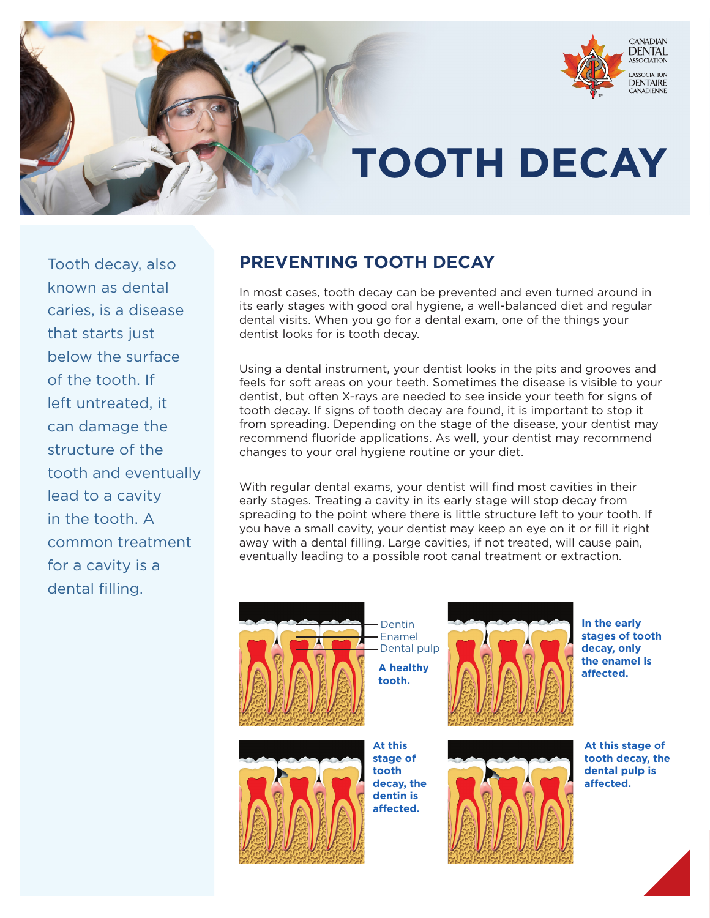CANADIAN DENTAL ASSOCIATION

L'ASSOCIATION DENTAIRE CANADIENNE

# TOOTH DECAY

Tooth decay, also known as dental caries, is a disease that starts just below the surface of the tooth. If left untreated, it can damage the structure of the tooth and eventually lead to a cavity in the tooth. A common treatment for a cavity is a dental filling.

## PREVENTING TOOTH DECAY

In most cases, tooth decay can be prevented and even turned around in its early stages with good oral hygiene, a well-balanced diet and regular dental visits. When you go for a dental exam, one of the things your dentist looks for is tooth decay.

Using a dental instrument, your dentist looks in the pits and grooves and feels for soft areas on your teeth. Sometimes the disease is visible to your dentist, but often X-rays are needed to see inside your teeth for signs of tooth decay. If signs of tooth decay are found, it is important to stop it from spreading. Depending on the stage of the disease, your dentist may recommend fluoride applications. As well, your dentist may recommend changes to your oral hygiene routine or your diet.

With regular dental exams, your dentist will find most cavities in their early stages. Treating a cavity in its early stage will stop decay from spreading to the point where there is little structure left to your tooth. If you have a small cavity, your dentist may keep an eye on it or fill it right away with a dental filling. Large cavities, if not treated, will cause pain, eventually leading to a possible root canal treatment or extraction.

Dentin
Enamel
Dental pulp

**A healthy tooth.**

**In the early stages of tooth decay, only the enamel is affected.**

**At this stage of tooth decay, the dentin is affected.**

**At this stage of tooth decay, the dental pulp is affected.**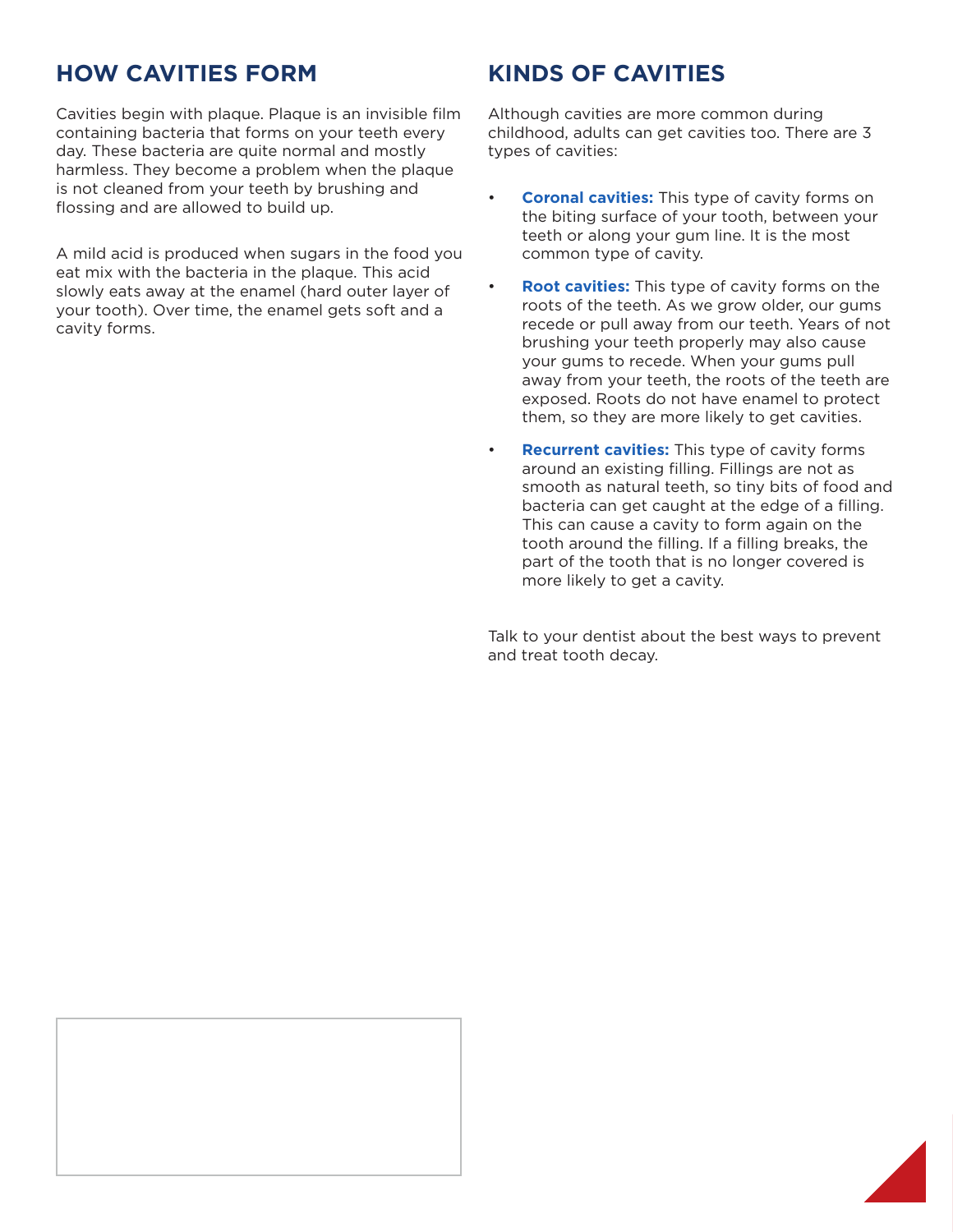## HOW CAVITIES FORM

Cavities begin with plaque. Plaque is an invisible film containing bacteria that forms on your teeth every day. These bacteria are quite normal and mostly harmless. They become a problem when the plaque is not cleaned from your teeth by brushing and flossing and are allowed to build up.

A mild acid is produced when sugars in the food you eat mix with the bacteria in the plaque. This acid slowly eats away at the enamel (hard outer layer of your tooth). Over time, the enamel gets soft and a cavity forms.

## KINDS OF CAVITIES

Although cavities are more common during childhood, adults can get cavities too. There are 3 types of cavities:

- **Coronal cavities:** This type of cavity forms on the biting surface of your tooth, between your teeth or along your gum line. It is the most common type of cavity.
- **Root cavities:** This type of cavity forms on the roots of the teeth. As we grow older, our gums recede or pull away from our teeth. Years of not brushing your teeth properly may also cause your gums to recede. When your gums pull away from your teeth, the roots of the teeth are exposed. Roots do not have enamel to protect them, so they are more likely to get cavities.
- **Recurrent cavities:** This type of cavity forms around an existing filling. Fillings are not as smooth as natural teeth, so tiny bits of food and bacteria can get caught at the edge of a filling. This can cause a cavity to form again on the tooth around the filling. If a filling breaks, the part of the tooth that is no longer covered is more likely to get a cavity.

Talk to your dentist about the best ways to prevent and treat tooth decay.